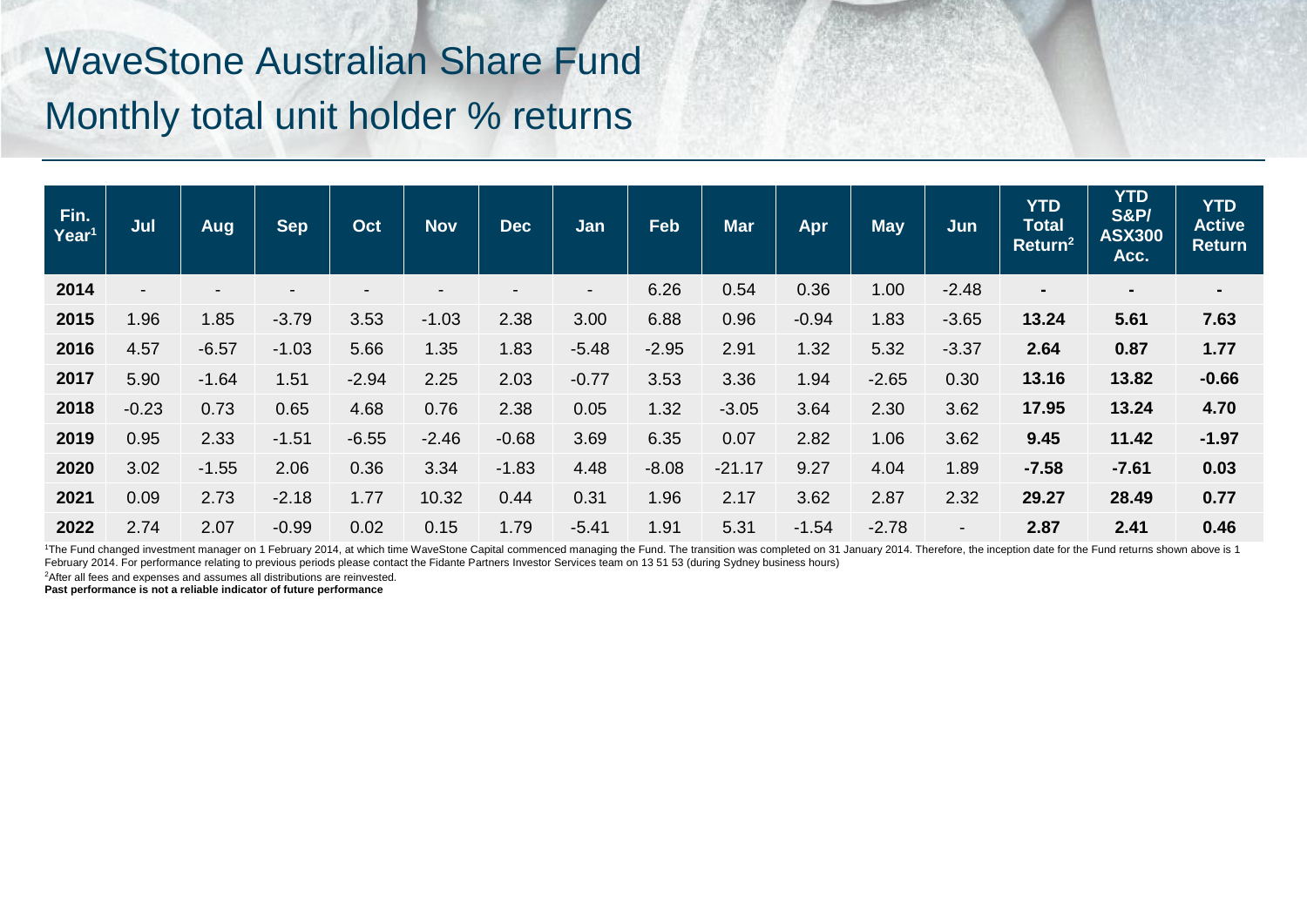# WaveStone Australian Share Fund

## Monthly total unit holder % returns

| Fin. Year[1] | Jul | Aug | Sep | Oct | Nov | Dec | Jan | Feb | Mar | Apr | May | Jun | YTD Total Return[2] | YTD S&P/ ASX300 Acc. | YTD Active Return |
|---|---|---|---|---|---|---|---|---|---|---|---|---|---|---|---|
| **2014** | - | - | - | - | - | - | - | 6.26 | 0.54 | 0.36 | 1.00 | -2.48 | **-** | **-** | **-** |
| **2015** | 1.96 | 1.85 | -3.79 | 3.53 | -1.03 | 2.38 | 3.00 | 6.88 | 0.96 | -0.94 | 1.83 | -3.65 | **13.24** | **5.61** | **7.63** |
| **2016** | 4.57 | -6.57 | -1.03 | 5.66 | 1.35 | 1.83 | -5.48 | -2.95 | 2.91 | 1.32 | 5.32 | -3.37 | **2.64** | **0.87** | **1.77** |
| **2017** | 5.90 | -1.64 | 1.51 | -2.94 | 2.25 | 2.03 | -0.77 | 3.53 | 3.36 | 1.94 | -2.65 | 0.30 | **13.16** | **13.82** | **-0.66** |
| **2018** | -0.23 | 0.73 | 0.65 | 4.68 | 0.76 | 2.38 | 0.05 | 1.32 | -3.05 | 3.64 | 2.30 | 3.62 | **17.95** | **13.24** | **4.70** |
| **2019** | 0.95 | 2.33 | -1.51 | -6.55 | -2.46 | -0.68 | 3.69 | 6.35 | 0.07 | 2.82 | 1.06 | 3.62 | **9.45** | **11.42** | **-1.97** |
| **2020** | 3.02 | -1.55 | 2.06 | 0.36 | 3.34 | -1.83 | 4.48 | -8.08 | -21.17 | 9.27 | 4.04 | 1.89 | **-7.58** | **-7.61** | **0.03** |
| **2021** | 0.09 | 2.73 | -2.18 | 1.77 | 10.32 | 0.44 | 0.31 | 1.96 | 2.17 | 3.62 | 2.87 | 2.32 | **29.27** | **28.49** | **0.77** |
| **2022** | 2.74 | 2.07 | -0.99 | 0.02 | 0.15 | 1.79 | -5.41 | 1.91 | 5.31 | -1.54 | -2.78 | - | **2.87** | **2.41** | **0.46** |

[1]The Fund changed investment manager on 1 February 2014, at which time WaveStone Capital commenced managing the Fund. The transition was completed on 31 January 2014. Therefore, the inception date for the Fund returns shown above is 1 February 2014. For performance relating to previous periods please contact the Fidante Partners Investor Services team on 13 51 53 (during Sydney business hours)

[2]After all fees and expenses and assumes all distributions are reinvested.

**Past performance is not a reliable indicator of future performance**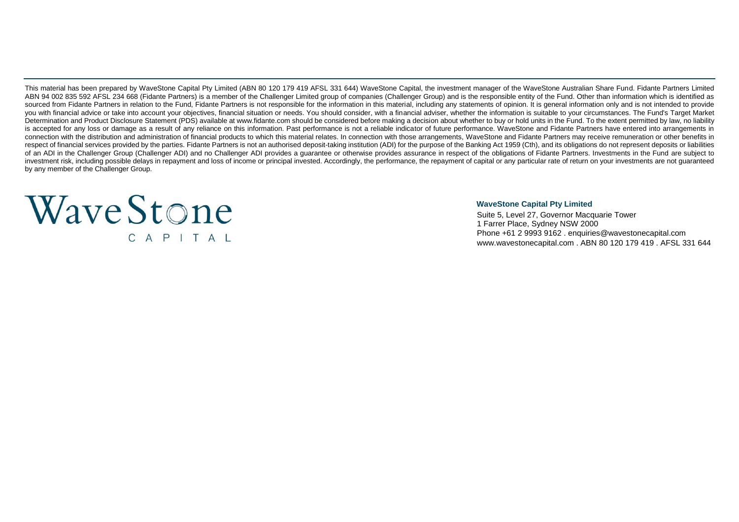This material has been prepared by WaveStone Capital Pty Limited (ABN 80 120 179 419 AFSL 331 644) WaveStone Capital, the investment manager of the WaveStone Australian Share Fund. Fidante Partners Limited ABN 94 002 835 592 AFSL 234 668 (Fidante Partners) is a member of the Challenger Limited group of companies (Challenger Group) and is the responsible entity of the Fund. Other than information which is identified as sourced from Fidante Partners in relation to the Fund, Fidante Partners is not responsible for the information in this material, including any statements of opinion. It is general information only and is not intended to provide you with financial advice or take into account your objectives, financial situation or needs. You should consider, with a financial adviser, whether the information is suitable to your circumstances. The Fund's Target Market Determination and Product Disclosure Statement (PDS) available at www.fidante.com should be considered before making a decision about whether to buy or hold units in the Fund. To the extent permitted by law, no liability is accepted for any loss or damage as a result of any reliance on this information. Past performance is not a reliable indicator of future performance. WaveStone and Fidante Partners have entered into arrangements in connection with the distribution and administration of financial products to which this material relates. In connection with those arrangements, WaveStone and Fidante Partners may receive remuneration or other benefits in respect of financial services provided by the parties. Fidante Partners is not an authorised deposit-taking institution (ADI) for the purpose of the Banking Act 1959 (Cth), and its obligations do not represent deposits or liabilities of an ADI in the Challenger Group (Challenger ADI) and no Challenger ADI provides a guarantee or otherwise provides assurance in respect of the obligations of Fidante Partners. Investments in the Fund are subject to investment risk, including possible delays in repayment and loss of income or principal invested. Accordingly, the performance, the repayment of capital or any particular rate of return on your investments are not guaranteed by any member of the Challenger Group.

WaveStone CAPITAL

**WaveStone Capital Pty Limited**

Suite 5, Level 27, Governor Macquarie Tower
1 Farrer Place, Sydney NSW 2000
Phone +61 2 9993 9162 . enquiries@wavestonecapital.com
www.wavestonecapital.com . ABN 80 120 179 419 . AFSL 331 644